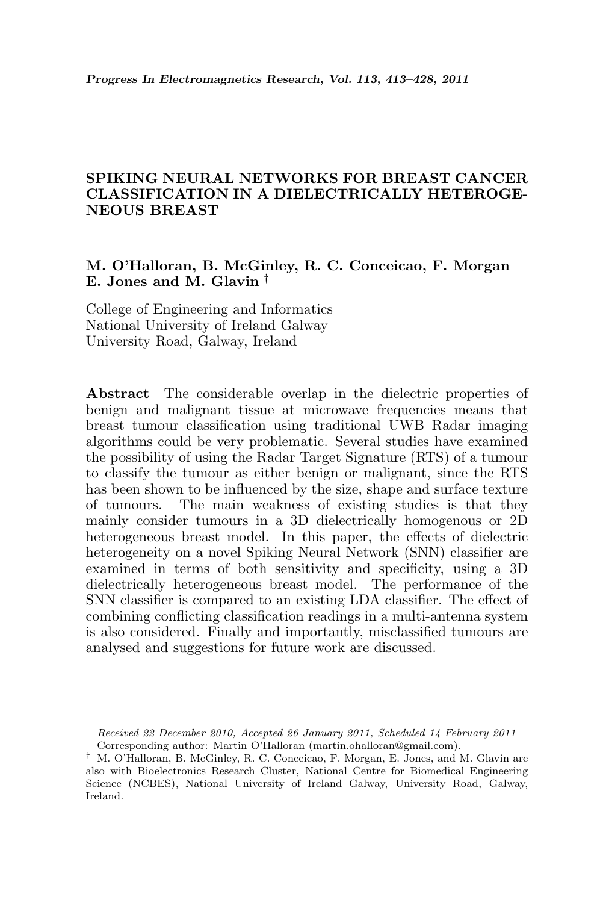# SPIKING NEURAL NETWORKS FOR BREAST CANCER CLASSIFICATION IN A DIELECTRICALLY HETEROGENEOUS BREAST

**M. O'Halloran, B. McGinley, R. C. Conceicao, F. Morgan E. Jones and M. Glavin** †

College of Engineering and Informatics
National University of Ireland Galway
University Road, Galway, Ireland

**Abstract**—The considerable overlap in the dielectric properties of benign and malignant tissue at microwave frequencies means that breast tumour classification using traditional UWB Radar imaging algorithms could be very problematic. Several studies have examined the possibility of using the Radar Target Signature (RTS) of a tumour to classify the tumour as either benign or malignant, since the RTS has been shown to be influenced by the size, shape and surface texture of tumours. The main weakness of existing studies is that they mainly consider tumours in a 3D dielectrically homogenous or 2D heterogeneous breast model. In this paper, the effects of dielectric heterogeneity on a novel Spiking Neural Network (SNN) classifier are examined in terms of both sensitivity and specificity, using a 3D dielectrically heterogeneous breast model. The performance of the SNN classifier is compared to an existing LDA classifier. The effect of combining conflicting classification readings in a multi-antenna system is also considered. Finally and importantly, misclassified tumours are analysed and suggestions for future work are discussed.

*Received 22 December 2010, Accepted 26 January 2011, Scheduled 14 February 2011*
Corresponding author: Martin O'Halloran (martin.ohalloran@gmail.com).

† M. O'Halloran, B. McGinley, R. C. Conceicao, F. Morgan, E. Jones, and M. Glavin are also with Bioelectronics Research Cluster, National Centre for Biomedical Engineering Science (NCBES), National University of Ireland Galway, University Road, Galway, Ireland.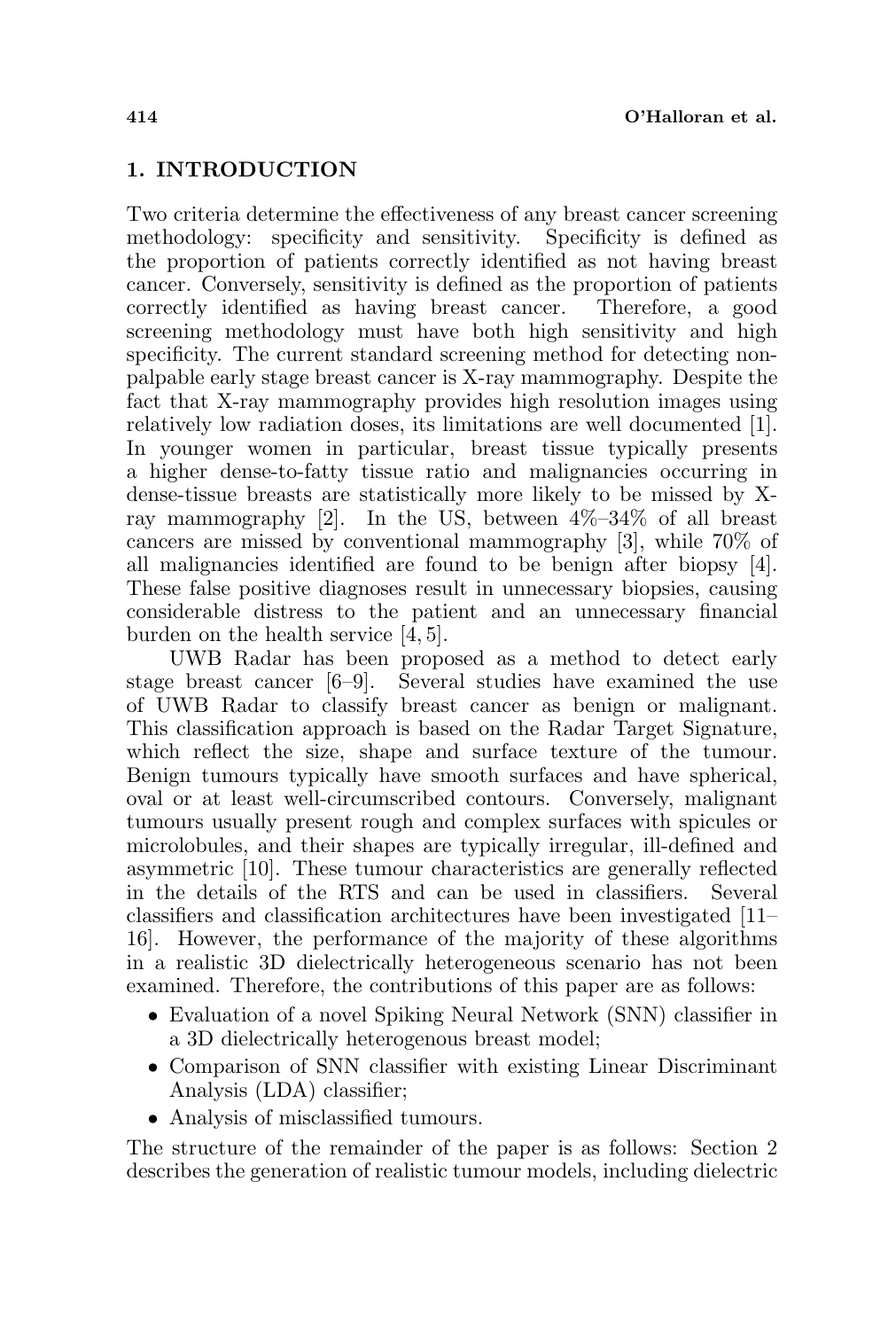## 1. INTRODUCTION

Two criteria determine the effectiveness of any breast cancer screening methodology: specificity and sensitivity. Specificity is defined as the proportion of patients correctly identified as not having breast cancer. Conversely, sensitivity is defined as the proportion of patients correctly identified as having breast cancer. Therefore, a good screening methodology must have both high sensitivity and high specificity. The current standard screening method for detecting non-palpable early stage breast cancer is X-ray mammography. Despite the fact that X-ray mammography provides high resolution images using relatively low radiation doses, its limitations are well documented [1]. In younger women in particular, breast tissue typically presents a higher dense-to-fatty tissue ratio and malignancies occurring in dense-tissue breasts are statistically more likely to be missed by X-ray mammography [2]. In the US, between 4%–34% of all breast cancers are missed by conventional mammography [3], while 70% of all malignancies identified are found to be benign after biopsy [4]. These false positive diagnoses result in unnecessary biopsies, causing considerable distress to the patient and an unnecessary financial burden on the health service [4, 5].

UWB Radar has been proposed as a method to detect early stage breast cancer [6–9]. Several studies have examined the use of UWB Radar to classify breast cancer as benign or malignant. This classification approach is based on the Radar Target Signature, which reflect the size, shape and surface texture of the tumour. Benign tumours typically have smooth surfaces and have spherical, oval or at least well-circumscribed contours. Conversely, malignant tumours usually present rough and complex surfaces with spicules or microlobules, and their shapes are typically irregular, ill-defined and asymmetric [10]. These tumour characteristics are generally reflected in the details of the RTS and can be used in classifiers. Several classifiers and classification architectures have been investigated [11–16]. However, the performance of the majority of these algorithms in a realistic 3D dielectrically heterogeneous scenario has not been examined. Therefore, the contributions of this paper are as follows:

- Evaluation of a novel Spiking Neural Network (SNN) classifier in a 3D dielectrically heterogenous breast model;
- Comparison of SNN classifier with existing Linear Discriminant Analysis (LDA) classifier;
- Analysis of misclassified tumours.

The structure of the remainder of the paper is as follows: Section 2 describes the generation of realistic tumour models, including dielectric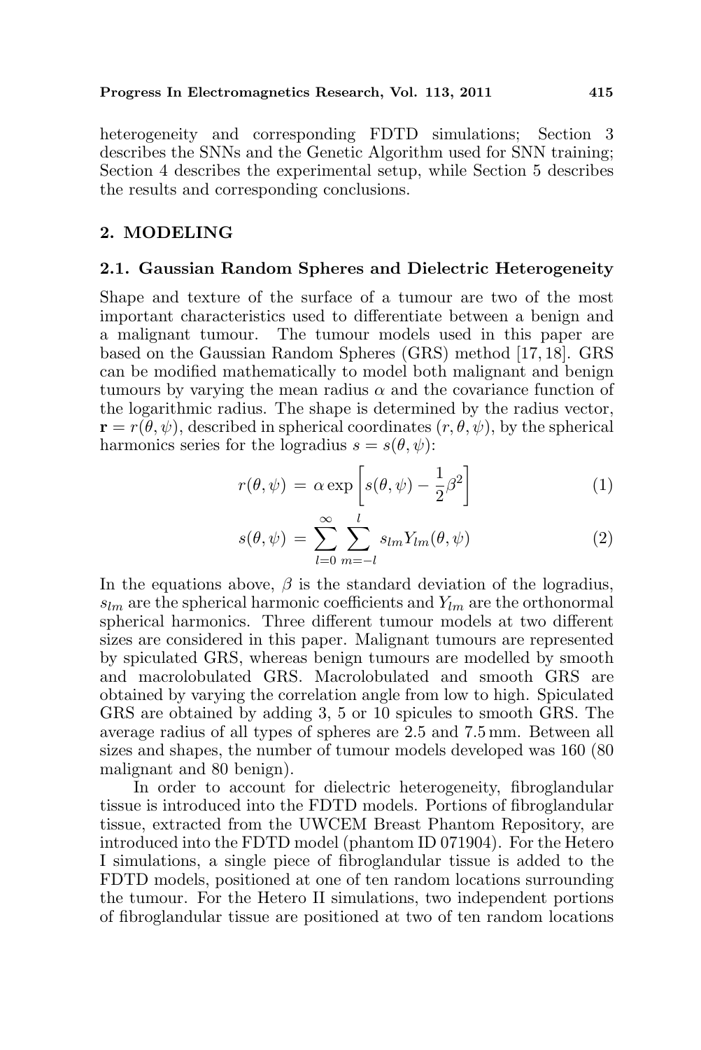heterogeneity and corresponding FDTD simulations; Section 3 describes the SNNs and the Genetic Algorithm used for SNN training; Section 4 describes the experimental setup, while Section 5 describes the results and corresponding conclusions.

## 2. MODELING

### 2.1. Gaussian Random Spheres and Dielectric Heterogeneity

Shape and texture of the surface of a tumour are two of the most important characteristics used to differentiate between a benign and a malignant tumour. The tumour models used in this paper are based on the Gaussian Random Spheres (GRS) method [17, 18]. GRS can be modified mathematically to model both malignant and benign tumours by varying the mean radius $\alpha$ and the covariance function of the logarithmic radius. The shape is determined by the radius vector, $\mathbf{r} = r(\theta, \psi)$, described in spherical coordinates $(r, \theta, \psi)$, by the spherical harmonics series for the logradius $s = s(\theta, \psi)$:

$$r(\theta, \psi) = \alpha \exp\left[s(\theta, \psi) - \frac{1}{2}\beta^2\right] \tag{1}$$

$$s(\theta, \psi) = \sum_{l=0}^{\infty} \sum_{m=-l}^{l} s_{lm} Y_{lm}(\theta, \psi) \tag{2}$$

In the equations above, $\beta$ is the standard deviation of the logradius, $s_{lm}$ are the spherical harmonic coefficients and $Y_{lm}$ are the orthonormal spherical harmonics. Three different tumour models at two different sizes are considered in this paper. Malignant tumours are represented by spiculated GRS, whereas benign tumours are modelled by smooth and macrolobulated GRS. Macrolobulated and smooth GRS are obtained by varying the correlation angle from low to high. Spiculated GRS are obtained by adding 3, 5 or 10 spicules to smooth GRS. The average radius of all types of spheres are 2.5 and 7.5 mm. Between all sizes and shapes, the number of tumour models developed was 160 (80 malignant and 80 benign).

In order to account for dielectric heterogeneity, fibroglandular tissue is introduced into the FDTD models. Portions of fibroglandular tissue, extracted from the UWCEM Breast Phantom Repository, are introduced into the FDTD model (phantom ID 071904). For the Hetero I simulations, a single piece of fibroglandular tissue is added to the FDTD models, positioned at one of ten random locations surrounding the tumour. For the Hetero II simulations, two independent portions of fibroglandular tissue are positioned at two of ten random locations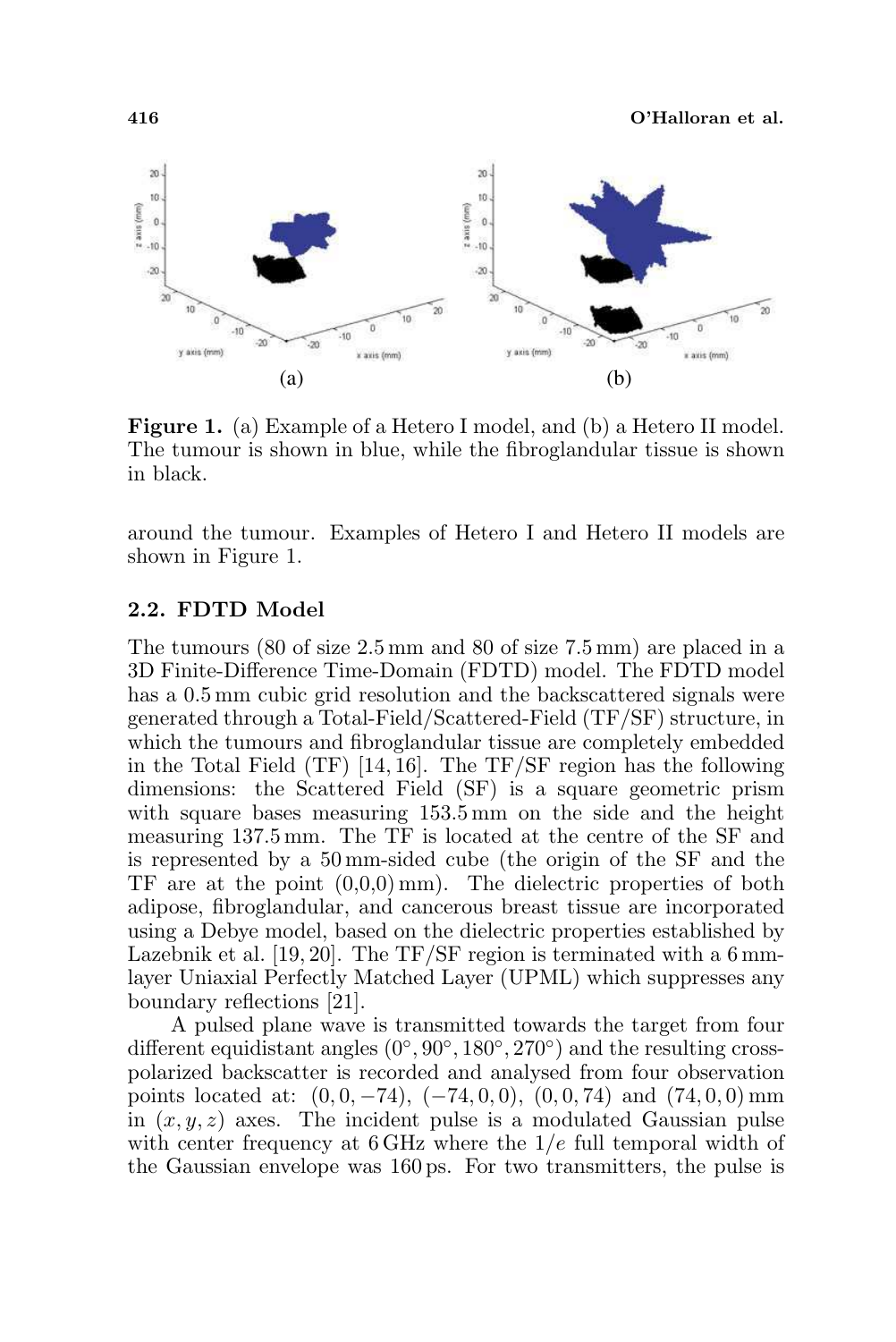**Figure 1.** (a) Example of a Hetero I model, and (b) a Hetero II model. The tumour is shown in blue, while the fibroglandular tissue is shown in black.

around the tumour. Examples of Hetero I and Hetero II models are shown in Figure 1.

### 2.2. FDTD Model

The tumours (80 of size 2.5 mm and 80 of size 7.5 mm) are placed in a 3D Finite-Difference Time-Domain (FDTD) model. The FDTD model has a 0.5 mm cubic grid resolution and the backscattered signals were generated through a Total-Field/Scattered-Field (TF/SF) structure, in which the tumours and fibroglandular tissue are completely embedded in the Total Field (TF) [14, 16]. The TF/SF region has the following dimensions: the Scattered Field (SF) is a square geometric prism with square bases measuring 153.5 mm on the side and the height measuring 137.5 mm. The TF is located at the centre of the SF and is represented by a 50 mm-sided cube (the origin of the SF and the TF are at the point (0,0,0) mm). The dielectric properties of both adipose, fibroglandular, and cancerous breast tissue are incorporated using a Debye model, based on the dielectric properties established by Lazebnik et al. [19, 20]. The TF/SF region is terminated with a 6 mm-layer Uniaxial Perfectly Matched Layer (UPML) which suppresses any boundary reflections [21].

A pulsed plane wave is transmitted towards the target from four different equidistant angles ($0°, 90°, 180°, 270°$) and the resulting cross-polarized backscatter is recorded and analysed from four observation points located at: $(0, 0, -74)$, $(-74, 0, 0)$, $(0, 0, 74)$ and $(74, 0, 0)$ mm in $(x, y, z)$ axes. The incident pulse is a modulated Gaussian pulse with center frequency at 6 GHz where the $1/e$ full temporal width of the Gaussian envelope was 160 ps. For two transmitters, the pulse is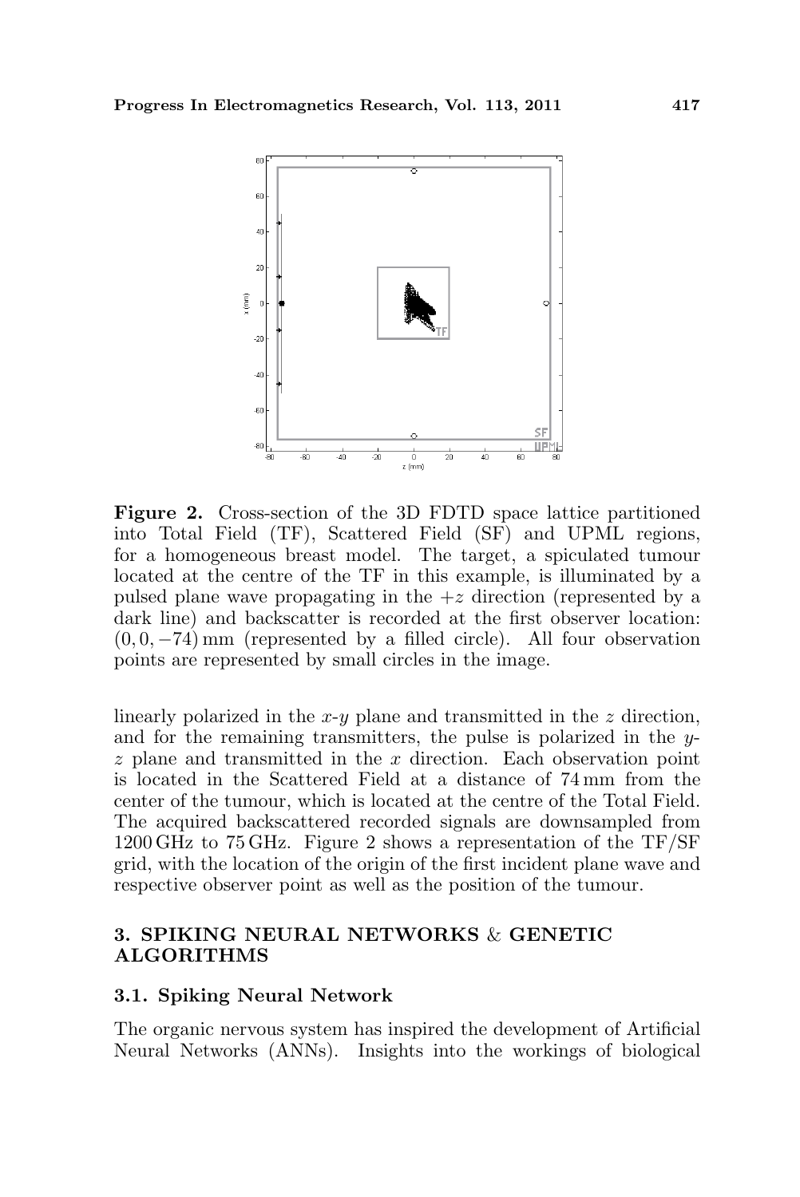**Figure 2.** Cross-section of the 3D FDTD space lattice partitioned into Total Field (TF), Scattered Field (SF) and UPML regions, for a homogeneous breast model. The target, a spiculated tumour located at the centre of the TF in this example, is illuminated by a pulsed plane wave propagating in the $+z$ direction (represented by a dark line) and backscatter is recorded at the first observer location: $(0, 0, -74)$ mm (represented by a filled circle). All four observation points are represented by small circles in the image.

linearly polarized in the $x$-$y$ plane and transmitted in the $z$ direction, and for the remaining transmitters, the pulse is polarized in the $y$-$z$ plane and transmitted in the $x$ direction. Each observation point is located in the Scattered Field at a distance of 74 mm from the center of the tumour, which is located at the centre of the Total Field. The acquired backscattered recorded signals are downsampled from 1200 GHz to 75 GHz. Figure 2 shows a representation of the TF/SF grid, with the location of the origin of the first incident plane wave and respective observer point as well as the position of the tumour.

## 3. SPIKING NEURAL NETWORKS & GENETIC ALGORITHMS

### 3.1. Spiking Neural Network

The organic nervous system has inspired the development of Artificial Neural Networks (ANNs). Insights into the workings of biological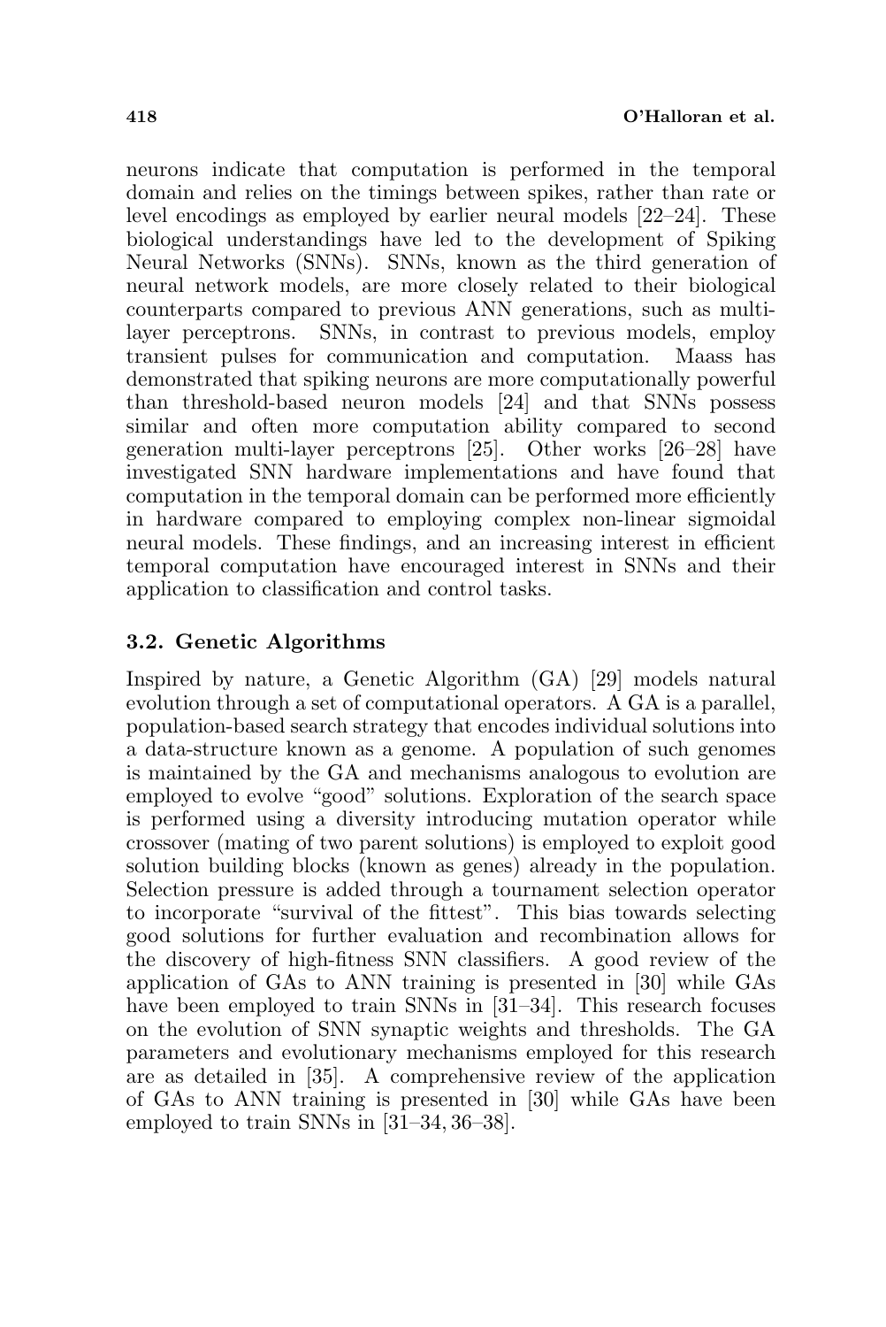neurons indicate that computation is performed in the temporal domain and relies on the timings between spikes, rather than rate or level encodings as employed by earlier neural models [22–24]. These biological understandings have led to the development of Spiking Neural Networks (SNNs). SNNs, known as the third generation of neural network models, are more closely related to their biological counterparts compared to previous ANN generations, such as multi-layer perceptrons. SNNs, in contrast to previous models, employ transient pulses for communication and computation. Maass has demonstrated that spiking neurons are more computationally powerful than threshold-based neuron models [24] and that SNNs possess similar and often more computation ability compared to second generation multi-layer perceptrons [25]. Other works [26–28] have investigated SNN hardware implementations and have found that computation in the temporal domain can be performed more efficiently in hardware compared to employing complex non-linear sigmoidal neural models. These findings, and an increasing interest in efficient temporal computation have encouraged interest in SNNs and their application to classification and control tasks.

### 3.2. Genetic Algorithms

Inspired by nature, a Genetic Algorithm (GA) [29] models natural evolution through a set of computational operators. A GA is a parallel, population-based search strategy that encodes individual solutions into a data-structure known as a genome. A population of such genomes is maintained by the GA and mechanisms analogous to evolution are employed to evolve "good" solutions. Exploration of the search space is performed using a diversity introducing mutation operator while crossover (mating of two parent solutions) is employed to exploit good solution building blocks (known as genes) already in the population. Selection pressure is added through a tournament selection operator to incorporate "survival of the fittest". This bias towards selecting good solutions for further evaluation and recombination allows for the discovery of high-fitness SNN classifiers. A good review of the application of GAs to ANN training is presented in [30] while GAs have been employed to train SNNs in [31–34]. This research focuses on the evolution of SNN synaptic weights and thresholds. The GA parameters and evolutionary mechanisms employed for this research are as detailed in [35]. A comprehensive review of the application of GAs to ANN training is presented in [30] while GAs have been employed to train SNNs in [31–34, 36–38].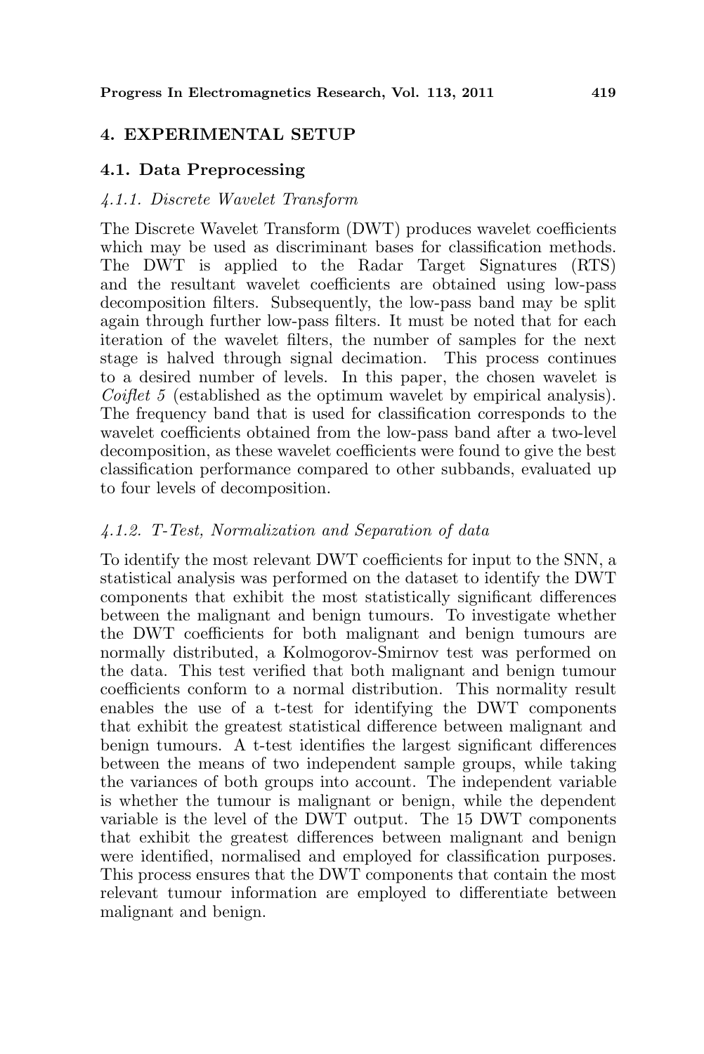## 4. EXPERIMENTAL SETUP

### 4.1. Data Preprocessing

#### *4.1.1. Discrete Wavelet Transform*

The Discrete Wavelet Transform (DWT) produces wavelet coefficients which may be used as discriminant bases for classification methods. The DWT is applied to the Radar Target Signatures (RTS) and the resultant wavelet coefficients are obtained using low-pass decomposition filters. Subsequently, the low-pass band may be split again through further low-pass filters. It must be noted that for each iteration of the wavelet filters, the number of samples for the next stage is halved through signal decimation. This process continues to a desired number of levels. In this paper, the chosen wavelet is *Coiflet 5* (established as the optimum wavelet by empirical analysis). The frequency band that is used for classification corresponds to the wavelet coefficients obtained from the low-pass band after a two-level decomposition, as these wavelet coefficients were found to give the best classification performance compared to other subbands, evaluated up to four levels of decomposition.

#### *4.1.2. T-Test, Normalization and Separation of data*

To identify the most relevant DWT coefficients for input to the SNN, a statistical analysis was performed on the dataset to identify the DWT components that exhibit the most statistically significant differences between the malignant and benign tumours. To investigate whether the DWT coefficients for both malignant and benign tumours are normally distributed, a Kolmogorov-Smirnov test was performed on the data. This test verified that both malignant and benign tumour coefficients conform to a normal distribution. This normality result enables the use of a t-test for identifying the DWT components that exhibit the greatest statistical difference between malignant and benign tumours. A t-test identifies the largest significant differences between the means of two independent sample groups, while taking the variances of both groups into account. The independent variable is whether the tumour is malignant or benign, while the dependent variable is the level of the DWT output. The 15 DWT components that exhibit the greatest differences between malignant and benign were identified, normalised and employed for classification purposes. This process ensures that the DWT components that contain the most relevant tumour information are employed to differentiate between malignant and benign.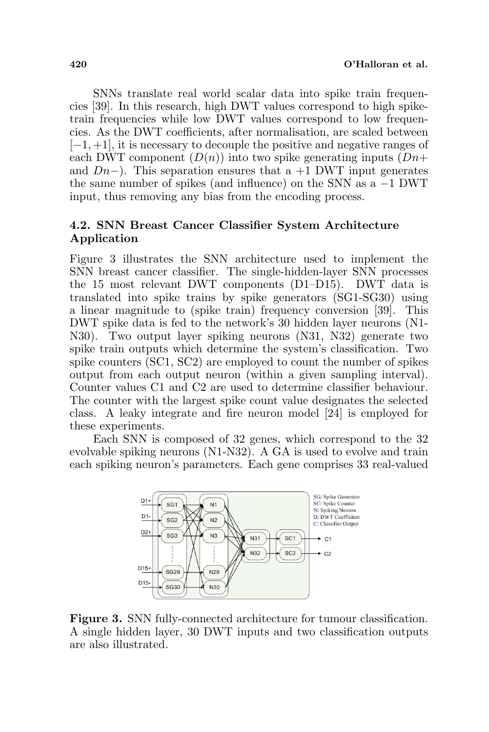SNNs translate real world scalar data into spike train frequencies [39]. In this research, high DWT values correspond to high spike-train frequencies while low DWT values correspond to low frequencies. As the DWT coefficients, after normalisation, are scaled between $[-1, +1]$, it is necessary to decouple the positive and negative ranges of each DWT component ($D(n)$) into two spike generating inputs ($Dn+$ and $Dn-$). This separation ensures that a $+1$ DWT input generates the same number of spikes (and influence) on the SNN as a $-1$ DWT input, thus removing any bias from the encoding process.

### 4.2. SNN Breast Cancer Classifier System Architecture Application

Figure 3 illustrates the SNN architecture used to implement the SNN breast cancer classifier. The single-hidden-layer SNN processes the 15 most relevant DWT components (D1–D15). DWT data is translated into spike trains by spike generators (SG1-SG30) using a linear magnitude to (spike train) frequency conversion [39]. This DWT spike data is fed to the network's 30 hidden layer neurons (N1-N30). Two output layer spiking neurons (N31, N32) generate two spike train outputs which determine the system's classification. Two spike counters (SC1, SC2) are employed to count the number of spikes output from each output neuron (within a given sampling interval). Counter values C1 and C2 are used to determine classifier behaviour. The counter with the largest spike count value designates the selected class. A leaky integrate and fire neuron model [24] is employed for these experiments.

Each SNN is composed of 32 genes, which correspond to the 32 evolvable spiking neurons (N1-N32). A GA is used to evolve and train each spiking neuron's parameters. Each gene comprises 33 real-valued

**Figure 3.** SNN fully-connected architecture for tumour classification. A single hidden layer, 30 DWT inputs and two classification outputs are also illustrated.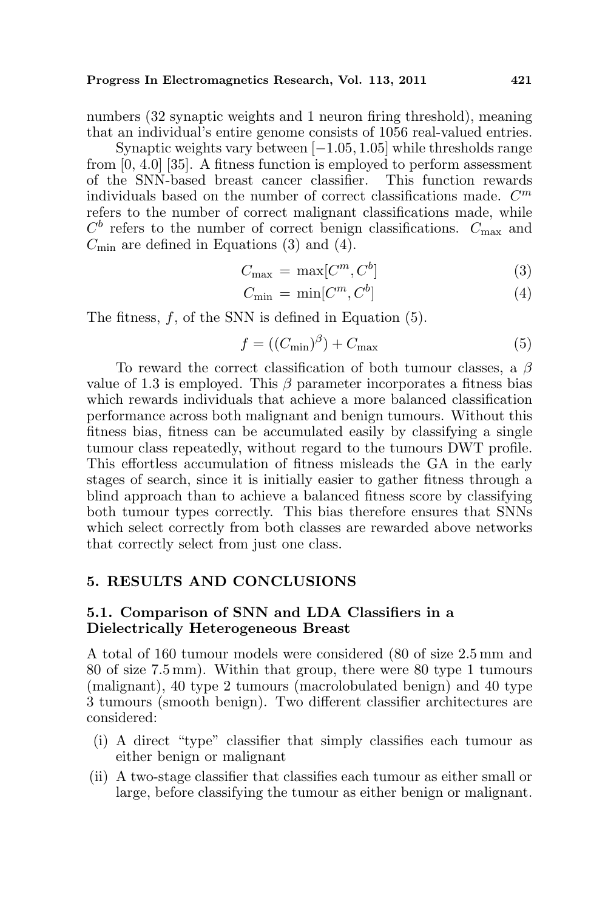numbers (32 synaptic weights and 1 neuron firing threshold), meaning that an individual's entire genome consists of 1056 real-valued entries.

Synaptic weights vary between $[-1.05, 1.05]$ while thresholds range from $[0, 4.0]$ [35]. A fitness function is employed to perform assessment of the SNN-based breast cancer classifier. This function rewards individuals based on the number of correct classifications made. $C^m$ refers to the number of correct malignant classifications made, while $C^b$ refers to the number of correct benign classifications. $C_{\max}$ and $C_{\min}$ are defined in Equations (3) and (4).

$$C_{\max} = \max[C^m, C^b] \tag{3}$$

$$C_{\min} = \min[C^m, C^b] \tag{4}$$

The fitness, $f$, of the SNN is defined in Equation (5).

$$f = ((C_{\min})^{\beta}) + C_{\max} \tag{5}$$

To reward the correct classification of both tumour classes, a $\beta$ value of 1.3 is employed. This $\beta$ parameter incorporates a fitness bias which rewards individuals that achieve a more balanced classification performance across both malignant and benign tumours. Without this fitness bias, fitness can be accumulated easily by classifying a single tumour class repeatedly, without regard to the tumours DWT profile. This effortless accumulation of fitness misleads the GA in the early stages of search, since it is initially easier to gather fitness through a blind approach than to achieve a balanced fitness score by classifying both tumour types correctly. This bias therefore ensures that SNNs which select correctly from both classes are rewarded above networks that correctly select from just one class.

## 5. RESULTS AND CONCLUSIONS

### 5.1. Comparison of SNN and LDA Classifiers in a Dielectrically Heterogeneous Breast

A total of 160 tumour models were considered (80 of size 2.5 mm and 80 of size 7.5 mm). Within that group, there were 80 type 1 tumours (malignant), 40 type 2 tumours (macrolobulated benign) and 40 type 3 tumours (smooth benign). Two different classifier architectures are considered:

(i) A direct "type" classifier that simply classifies each tumour as either benign or malignant

(ii) A two-stage classifier that classifies each tumour as either small or large, before classifying the tumour as either benign or malignant.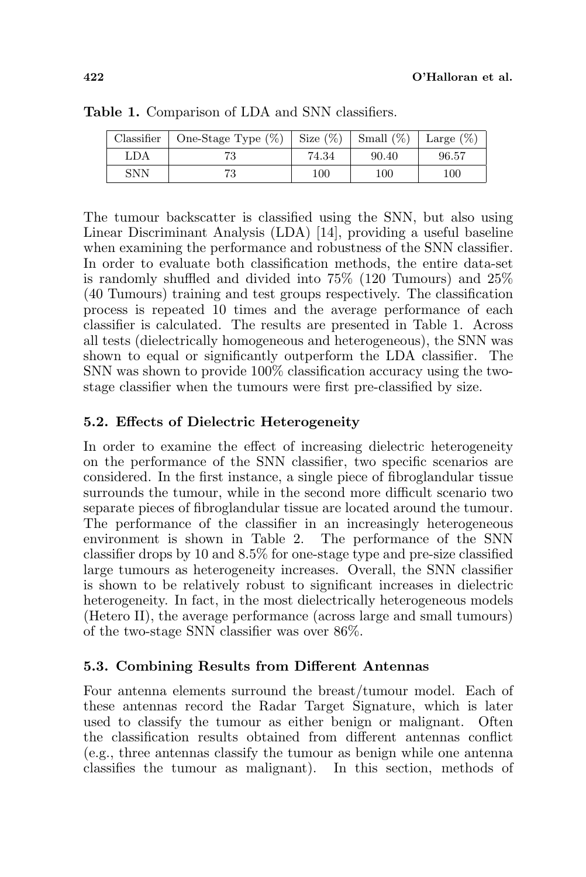**Table 1.** Comparison of LDA and SNN classifiers.

| Classifier | One-Stage Type (%) | Size (%) | Small (%) | Large (%) |
|---|---|---|---|---|
| LDA | 73 | 74.34 | 90.40 | 96.57 |
| SNN | 73 | 100 | 100 | 100 |

The tumour backscatter is classified using the SNN, but also using Linear Discriminant Analysis (LDA) [14], providing a useful baseline when examining the performance and robustness of the SNN classifier. In order to evaluate both classification methods, the entire data-set is randomly shuffled and divided into 75% (120 Tumours) and 25% (40 Tumours) training and test groups respectively. The classification process is repeated 10 times and the average performance of each classifier is calculated. The results are presented in Table 1. Across all tests (dielectrically homogeneous and heterogeneous), the SNN was shown to equal or significantly outperform the LDA classifier. The SNN was shown to provide 100% classification accuracy using the two-stage classifier when the tumours were first pre-classified by size.

### 5.2. Effects of Dielectric Heterogeneity

In order to examine the effect of increasing dielectric heterogeneity on the performance of the SNN classifier, two specific scenarios are considered. In the first instance, a single piece of fibroglandular tissue surrounds the tumour, while in the second more difficult scenario two separate pieces of fibroglandular tissue are located around the tumour. The performance of the classifier in an increasingly heterogeneous environment is shown in Table 2. The performance of the SNN classifier drops by 10 and 8.5% for one-stage type and pre-size classified large tumours as heterogeneity increases. Overall, the SNN classifier is shown to be relatively robust to significant increases in dielectric heterogeneity. In fact, in the most dielectrically heterogeneous models (Hetero II), the average performance (across large and small tumours) of the two-stage SNN classifier was over 86%.

### 5.3. Combining Results from Different Antennas

Four antenna elements surround the breast/tumour model. Each of these antennas record the Radar Target Signature, which is later used to classify the tumour as either benign or malignant. Often the classification results obtained from different antennas conflict (e.g., three antennas classify the tumour as benign while one antenna classifies the tumour as malignant). In this section, methods of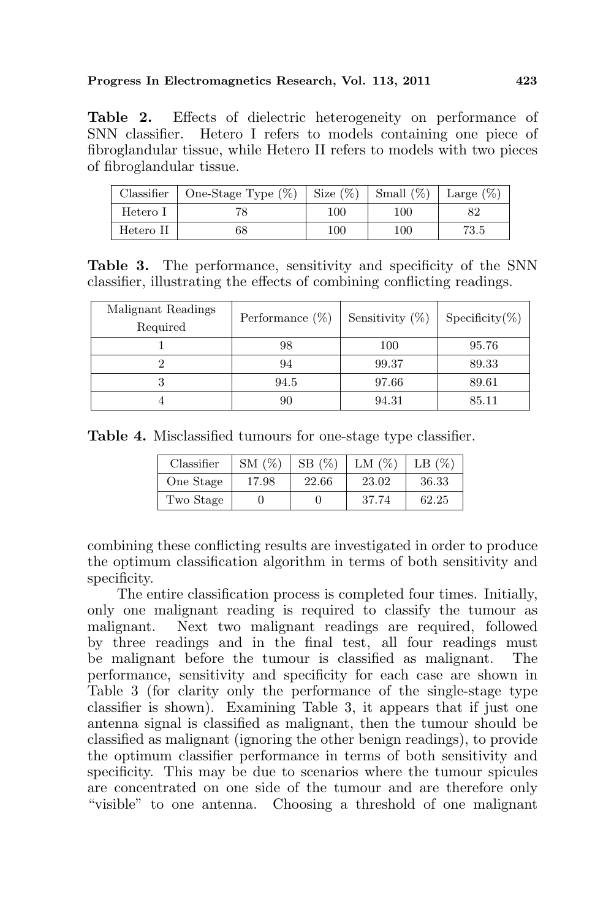**Table 2.** Effects of dielectric heterogeneity on performance of SNN classifier. Hetero I refers to models containing one piece of fibroglandular tissue, while Hetero II refers to models with two pieces of fibroglandular tissue.

| Classifier | One-Stage Type (%) | Size (%) | Small (%) | Large (%) |
|---|---|---|---|---|
| Hetero I | 78 | 100 | 100 | 82 |
| Hetero II | 68 | 100 | 100 | 73.5 |

**Table 3.** The performance, sensitivity and specificity of the SNN classifier, illustrating the effects of combining conflicting readings.

| Malignant Readings Required | Performance (%) | Sensitivity (%) | Specificity(%) |
|---|---|---|---|
| 1 | 98 | 100 | 95.76 |
| 2 | 94 | 99.37 | 89.33 |
| 3 | 94.5 | 97.66 | 89.61 |
| 4 | 90 | 94.31 | 85.11 |

**Table 4.** Misclassified tumours for one-stage type classifier.

| Classifier | SM (%) | SB (%) | LM (%) | LB (%) |
|---|---|---|---|---|
| One Stage | 17.98 | 22.66 | 23.02 | 36.33 |
| Two Stage | 0 | 0 | 37.74 | 62.25 |

combining these conflicting results are investigated in order to produce the optimum classification algorithm in terms of both sensitivity and specificity.

The entire classification process is completed four times. Initially, only one malignant reading is required to classify the tumour as malignant. Next two malignant readings are required, followed by three readings and in the final test, all four readings must be malignant before the tumour is classified as malignant. The performance, sensitivity and specificity for each case are shown in Table 3 (for clarity only the performance of the single-stage type classifier is shown). Examining Table 3, it appears that if just one antenna signal is classified as malignant, then the tumour should be classified as malignant (ignoring the other benign readings), to provide the optimum classifier performance in terms of both sensitivity and specificity. This may be due to scenarios where the tumour spicules are concentrated on one side of the tumour and are therefore only "visible" to one antenna. Choosing a threshold of one malignant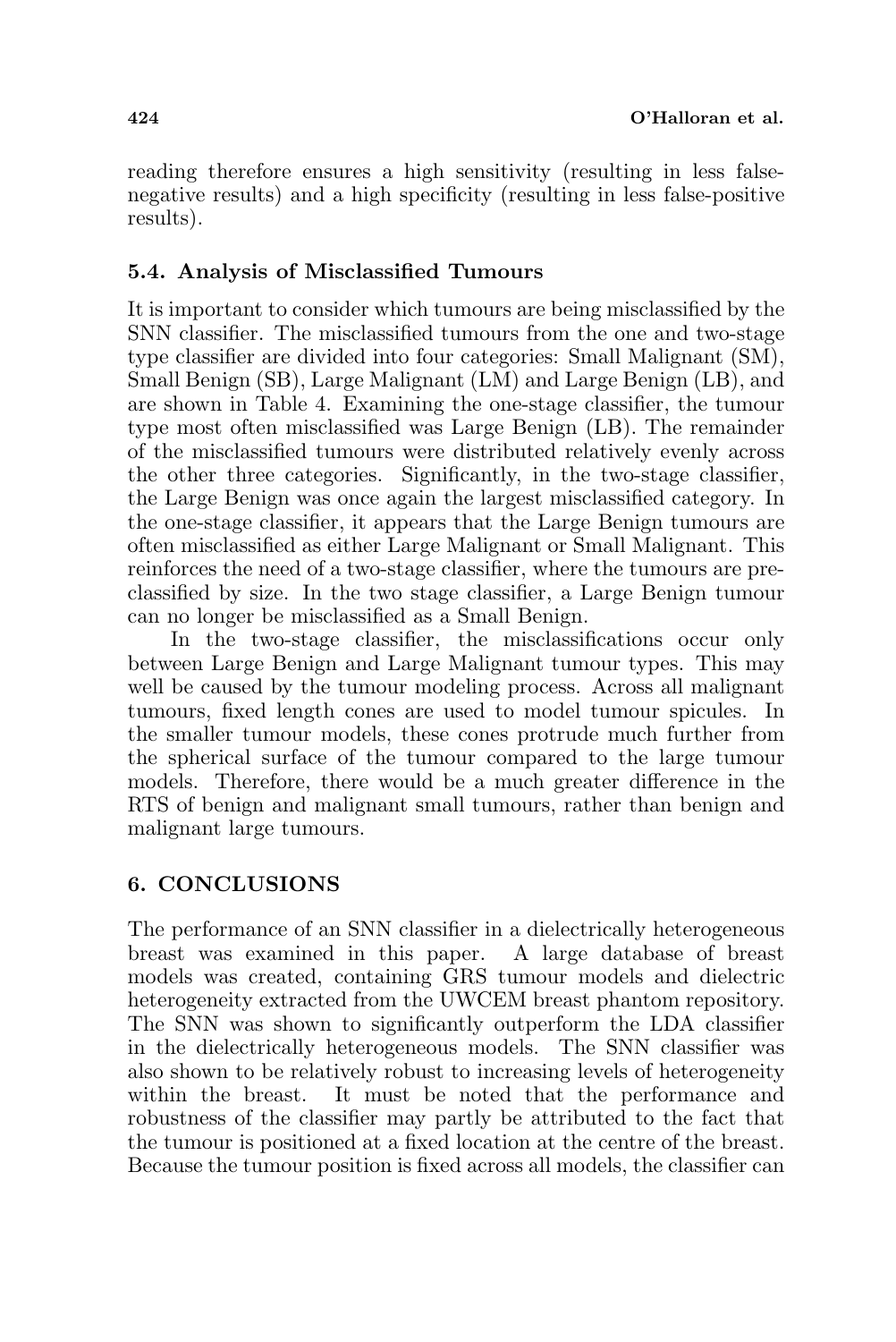reading therefore ensures a high sensitivity (resulting in less false-negative results) and a high specificity (resulting in less false-positive results).

### 5.4. Analysis of Misclassified Tumours

It is important to consider which tumours are being misclassified by the SNN classifier. The misclassified tumours from the one and two-stage type classifier are divided into four categories: Small Malignant (SM), Small Benign (SB), Large Malignant (LM) and Large Benign (LB), and are shown in Table 4. Examining the one-stage classifier, the tumour type most often misclassified was Large Benign (LB). The remainder of the misclassified tumours were distributed relatively evenly across the other three categories. Significantly, in the two-stage classifier, the Large Benign was once again the largest misclassified category. In the one-stage classifier, it appears that the Large Benign tumours are often misclassified as either Large Malignant or Small Malignant. This reinforces the need of a two-stage classifier, where the tumours are pre-classified by size. In the two stage classifier, a Large Benign tumour can no longer be misclassified as a Small Benign.

In the two-stage classifier, the misclassifications occur only between Large Benign and Large Malignant tumour types. This may well be caused by the tumour modeling process. Across all malignant tumours, fixed length cones are used to model tumour spicules. In the smaller tumour models, these cones protrude much further from the spherical surface of the tumour compared to the large tumour models. Therefore, there would be a much greater difference in the RTS of benign and malignant small tumours, rather than benign and malignant large tumours.

## 6. CONCLUSIONS

The performance of an SNN classifier in a dielectrically heterogeneous breast was examined in this paper. A large database of breast models was created, containing GRS tumour models and dielectric heterogeneity extracted from the UWCEM breast phantom repository. The SNN was shown to significantly outperform the LDA classifier in the dielectrically heterogeneous models. The SNN classifier was also shown to be relatively robust to increasing levels of heterogeneity within the breast. It must be noted that the performance and robustness of the classifier may partly be attributed to the fact that the tumour is positioned at a fixed location at the centre of the breast. Because the tumour position is fixed across all models, the classifier can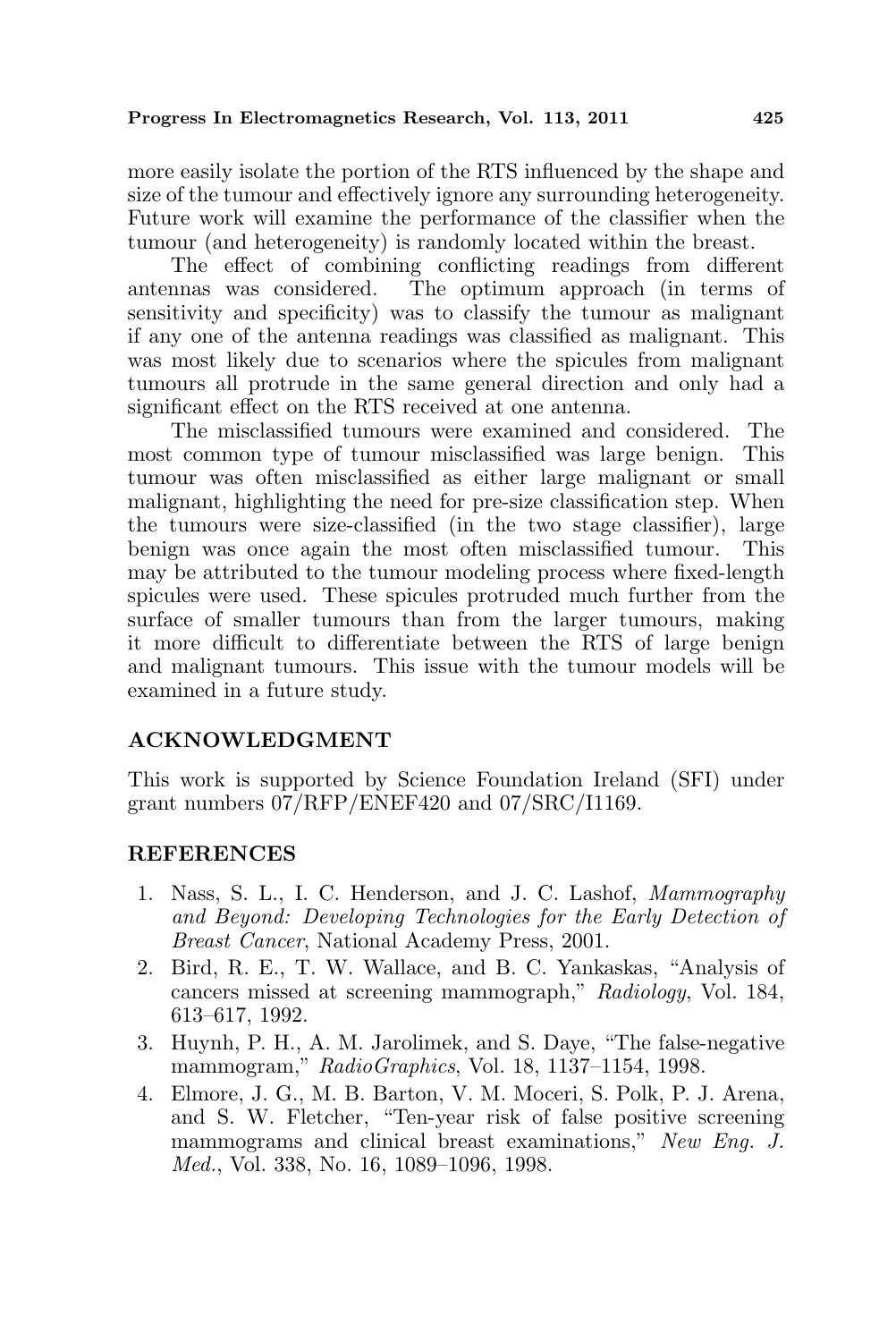more easily isolate the portion of the RTS influenced by the shape and size of the tumour and effectively ignore any surrounding heterogeneity. Future work will examine the performance of the classifier when the tumour (and heterogeneity) is randomly located within the breast.

The effect of combining conflicting readings from different antennas was considered. The optimum approach (in terms of sensitivity and specificity) was to classify the tumour as malignant if any one of the antenna readings was classified as malignant. This was most likely due to scenarios where the spicules from malignant tumours all protrude in the same general direction and only had a significant effect on the RTS received at one antenna.

The misclassified tumours were examined and considered. The most common type of tumour misclassified was large benign. This tumour was often misclassified as either large malignant or small malignant, highlighting the need for pre-size classification step. When the tumours were size-classified (in the two stage classifier), large benign was once again the most often misclassified tumour. This may be attributed to the tumour modeling process where fixed-length spicules were used. These spicules protruded much further from the surface of smaller tumours than from the larger tumours, making it more difficult to differentiate between the RTS of large benign and malignant tumours. This issue with the tumour models will be examined in a future study.

## ACKNOWLEDGMENT

This work is supported by Science Foundation Ireland (SFI) under grant numbers 07/RFP/ENEF420 and 07/SRC/I1169.

## REFERENCES

1. Nass, S. L., I. C. Henderson, and J. C. Lashof, *Mammography and Beyond: Developing Technologies for the Early Detection of Breast Cancer*, National Academy Press, 2001.
2. Bird, R. E., T. W. Wallace, and B. C. Yankaskas, "Analysis of cancers missed at screening mammograph," *Radiology*, Vol. 184, 613–617, 1992.
3. Huynh, P. H., A. M. Jarolimek, and S. Daye, "The false-negative mammogram," *RadioGraphics*, Vol. 18, 1137–1154, 1998.
4. Elmore, J. G., M. B. Barton, V. M. Moceri, S. Polk, P. J. Arena, and S. W. Fletcher, "Ten-year risk of false positive screening mammograms and clinical breast examinations," *New Eng. J. Med.*, Vol. 338, No. 16, 1089–1096, 1998.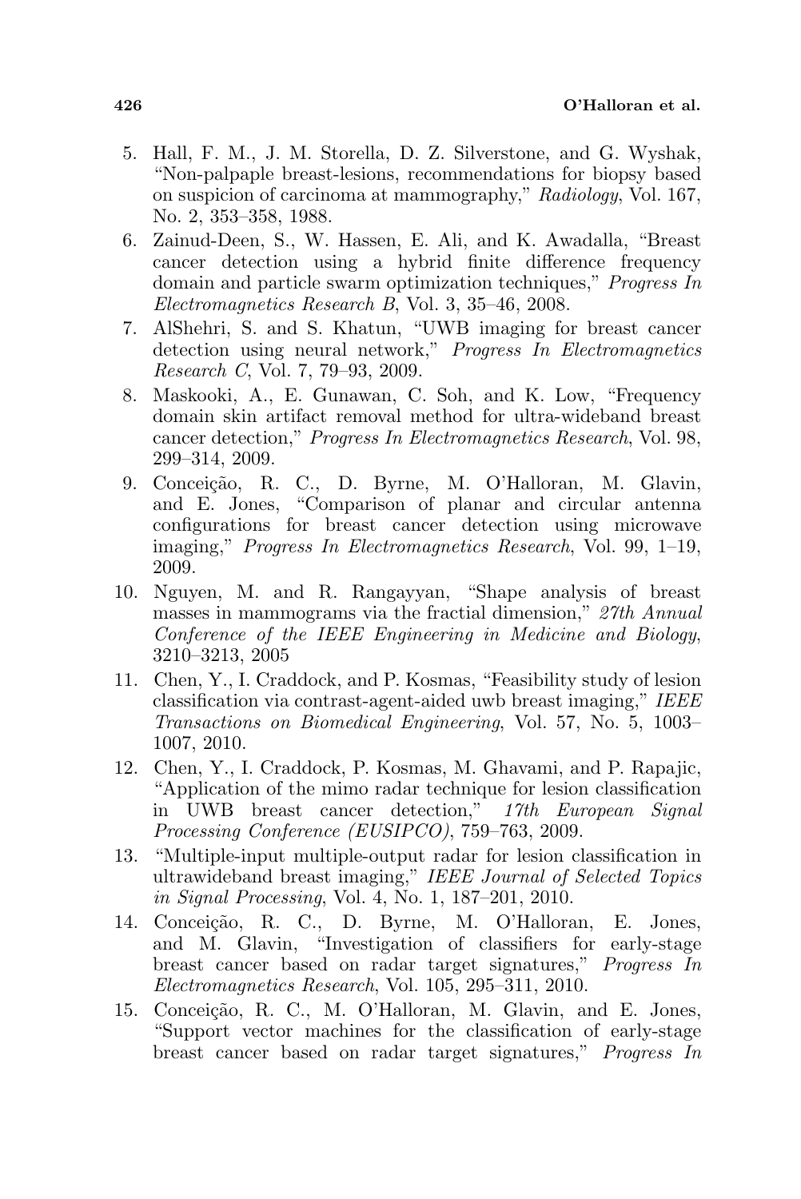5. Hall, F. M., J. M. Storella, D. Z. Silverstone, and G. Wyshak, "Non-palpaple breast-lesions, recommendations for biopsy based on suspicion of carcinoma at mammography," *Radiology*, Vol. 167, No. 2, 353–358, 1988.
6. Zainud-Deen, S., W. Hassen, E. Ali, and K. Awadalla, "Breast cancer detection using a hybrid finite difference frequency domain and particle swarm optimization techniques," *Progress In Electromagnetics Research B*, Vol. 3, 35–46, 2008.
7. AlShehri, S. and S. Khatun, "UWB imaging for breast cancer detection using neural network," *Progress In Electromagnetics Research C*, Vol. 7, 79–93, 2009.
8. Maskooki, A., E. Gunawan, C. Soh, and K. Low, "Frequency domain skin artifact removal method for ultra-wideband breast cancer detection," *Progress In Electromagnetics Research*, Vol. 98, 299–314, 2009.
9. Conceição, R. C., D. Byrne, M. O'Halloran, M. Glavin, and E. Jones, "Comparison of planar and circular antenna configurations for breast cancer detection using microwave imaging," *Progress In Electromagnetics Research*, Vol. 99, 1–19, 2009.
10. Nguyen, M. and R. Rangayyan, "Shape analysis of breast masses in mammograms via the fractial dimension," *27th Annual Conference of the IEEE Engineering in Medicine and Biology*, 3210–3213, 2005
11. Chen, Y., I. Craddock, and P. Kosmas, "Feasibility study of lesion classification via contrast-agent-aided uwb breast imaging," *IEEE Transactions on Biomedical Engineering*, Vol. 57, No. 5, 1003–1007, 2010.
12. Chen, Y., I. Craddock, P. Kosmas, M. Ghavami, and P. Rapajic, "Application of the mimo radar technique for lesion classification in UWB breast cancer detection," *17th European Signal Processing Conference (EUSIPCO)*, 759–763, 2009.
13. "Multiple-input multiple-output radar for lesion classification in ultrawideband breast imaging," *IEEE Journal of Selected Topics in Signal Processing*, Vol. 4, No. 1, 187–201, 2010.
14. Conceição, R. C., D. Byrne, M. O'Halloran, E. Jones, and M. Glavin, "Investigation of classifiers for early-stage breast cancer based on radar target signatures," *Progress In Electromagnetics Research*, Vol. 105, 295–311, 2010.
15. Conceição, R. C., M. O'Halloran, M. Glavin, and E. Jones, "Support vector machines for the classification of early-stage breast cancer based on radar target signatures," *Progress In*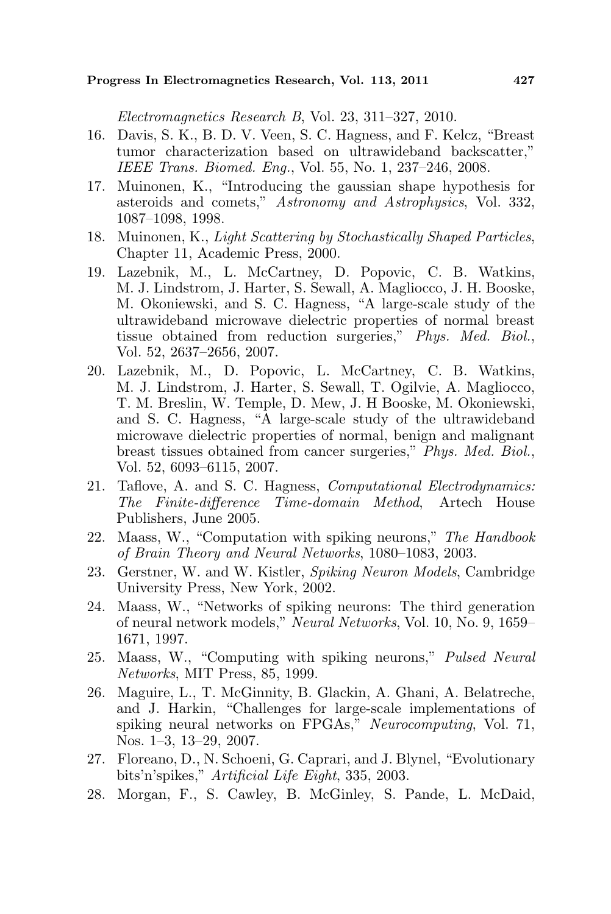*Electromagnetics Research B*, Vol. 23, 311–327, 2010.

16. Davis, S. K., B. D. V. Veen, S. C. Hagness, and F. Kelcz, "Breast tumor characterization based on ultrawideband backscatter," *IEEE Trans. Biomed. Eng.*, Vol. 55, No. 1, 237–246, 2008.
17. Muinonen, K., "Introducing the gaussian shape hypothesis for asteroids and comets," *Astronomy and Astrophysics*, Vol. 332, 1087–1098, 1998.
18. Muinonen, K., *Light Scattering by Stochastically Shaped Particles*, Chapter 11, Academic Press, 2000.
19. Lazebnik, M., L. McCartney, D. Popovic, C. B. Watkins, M. J. Lindstrom, J. Harter, S. Sewall, A. Magliocco, J. H. Booske, M. Okoniewski, and S. C. Hagness, "A large-scale study of the ultrawideband microwave dielectric properties of normal breast tissue obtained from reduction surgeries," *Phys. Med. Biol.*, Vol. 52, 2637–2656, 2007.
20. Lazebnik, M., D. Popovic, L. McCartney, C. B. Watkins, M. J. Lindstrom, J. Harter, S. Sewall, T. Ogilvie, A. Magliocco, T. M. Breslin, W. Temple, D. Mew, J. H Booske, M. Okoniewski, and S. C. Hagness, "A large-scale study of the ultrawideband microwave dielectric properties of normal, benign and malignant breast tissues obtained from cancer surgeries," *Phys. Med. Biol.*, Vol. 52, 6093–6115, 2007.
21. Taflove, A. and S. C. Hagness, *Computational Electrodynamics: The Finite-difference Time-domain Method*, Artech House Publishers, June 2005.
22. Maass, W., "Computation with spiking neurons," *The Handbook of Brain Theory and Neural Networks*, 1080–1083, 2003.
23. Gerstner, W. and W. Kistler, *Spiking Neuron Models*, Cambridge University Press, New York, 2002.
24. Maass, W., "Networks of spiking neurons: The third generation of neural network models," *Neural Networks*, Vol. 10, No. 9, 1659–1671, 1997.
25. Maass, W., "Computing with spiking neurons," *Pulsed Neural Networks*, MIT Press, 85, 1999.
26. Maguire, L., T. McGinnity, B. Glackin, A. Ghani, A. Belatreche, and J. Harkin, "Challenges for large-scale implementations of spiking neural networks on FPGAs," *Neurocomputing*, Vol. 71, Nos. 1–3, 13–29, 2007.
27. Floreano, D., N. Schoeni, G. Caprari, and J. Blynel, "Evolutionary bits'n'spikes," *Artificial Life Eight*, 335, 2003.
28. Morgan, F., S. Cawley, B. McGinley, S. Pande, L. McDaid,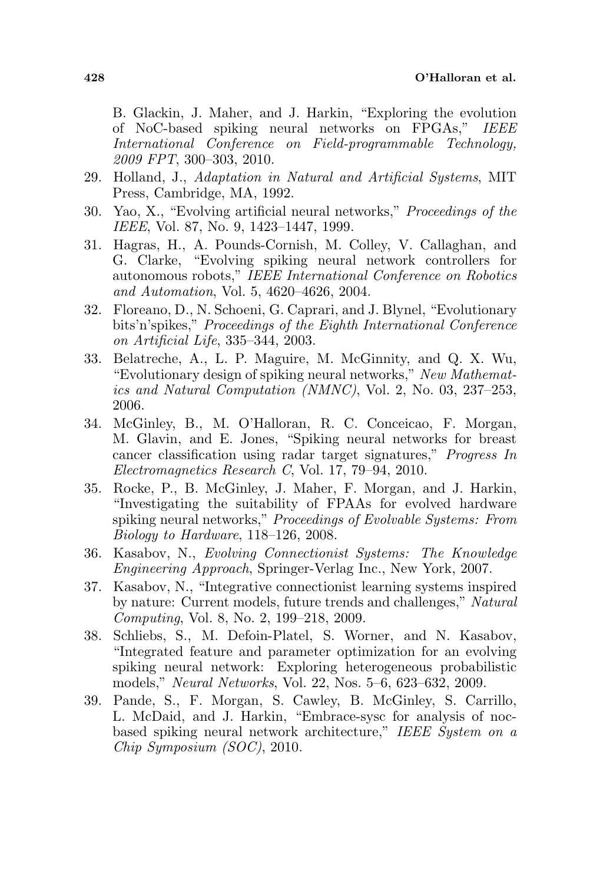B. Glackin, J. Maher, and J. Harkin, "Exploring the evolution of NoC-based spiking neural networks on FPGAs," *IEEE International Conference on Field-programmable Technology, 2009 FPT*, 300–303, 2010.

29. Holland, J., *Adaptation in Natural and Artificial Systems*, MIT Press, Cambridge, MA, 1992.
30. Yao, X., "Evolving artificial neural networks," *Proceedings of the IEEE*, Vol. 87, No. 9, 1423–1447, 1999.
31. Hagras, H., A. Pounds-Cornish, M. Colley, V. Callaghan, and G. Clarke, "Evolving spiking neural network controllers for autonomous robots," *IEEE International Conference on Robotics and Automation*, Vol. 5, 4620–4626, 2004.
32. Floreano, D., N. Schoeni, G. Caprari, and J. Blynel, "Evolutionary bits'n'spikes," *Proceedings of the Eighth International Conference on Artificial Life*, 335–344, 2003.
33. Belatreche, A., L. P. Maguire, M. McGinnity, and Q. X. Wu, "Evolutionary design of spiking neural networks," *New Mathematics and Natural Computation (NMNC)*, Vol. 2, No. 03, 237–253, 2006.
34. McGinley, B., M. O'Halloran, R. C. Conceicao, F. Morgan, M. Glavin, and E. Jones, "Spiking neural networks for breast cancer classification using radar target signatures," *Progress In Electromagnetics Research C*, Vol. 17, 79–94, 2010.
35. Rocke, P., B. McGinley, J. Maher, F. Morgan, and J. Harkin, "Investigating the suitability of FPAAs for evolved hardware spiking neural networks," *Proceedings of Evolvable Systems: From Biology to Hardware*, 118–126, 2008.
36. Kasabov, N., *Evolving Connectionist Systems: The Knowledge Engineering Approach*, Springer-Verlag Inc., New York, 2007.
37. Kasabov, N., "Integrative connectionist learning systems inspired by nature: Current models, future trends and challenges," *Natural Computing*, Vol. 8, No. 2, 199–218, 2009.
38. Schliebs, S., M. Defoin-Platel, S. Worner, and N. Kasabov, "Integrated feature and parameter optimization for an evolving spiking neural network: Exploring heterogeneous probabilistic models," *Neural Networks*, Vol. 22, Nos. 5–6, 623–632, 2009.
39. Pande, S., F. Morgan, S. Cawley, B. McGinley, S. Carrillo, L. McDaid, and J. Harkin, "Embrace-sysc for analysis of noc-based spiking neural network architecture," *IEEE System on a Chip Symposium (SOC)*, 2010.